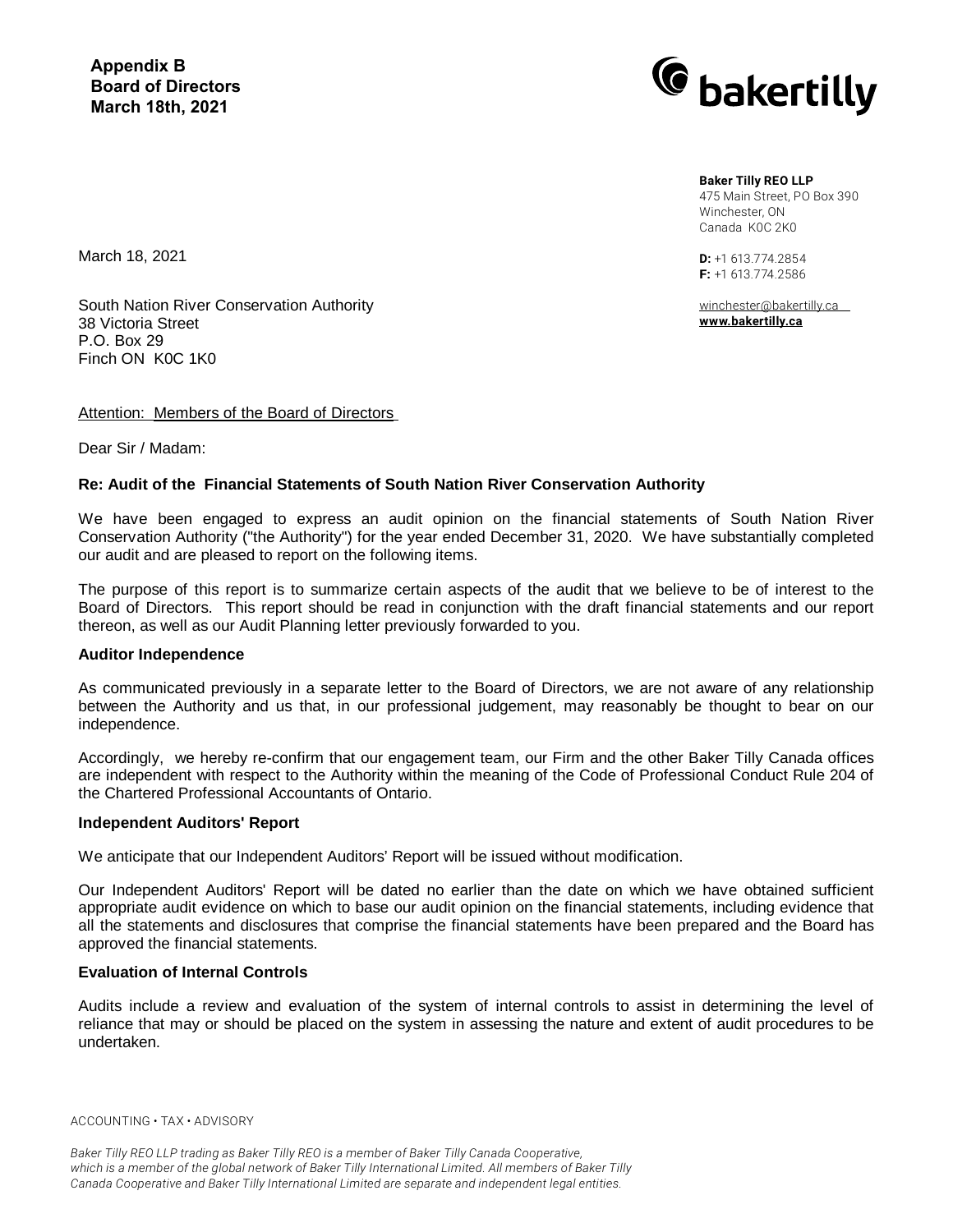**Appendix B**
**Board of Directors**
**March 18th, 2021**

**Baker Tilly REO LLP**
475 Main Street, PO Box 390
Winchester, ON
Canada K0C 2K0

**D:** +1 613.774.2854
**F:** +1 613.774.2586

winchester@bakertilly.ca
**www.bakertilly.ca**

March 18, 2021

South Nation River Conservation Authority
38 Victoria Street
P.O. Box 29
Finch ON K0C 1K0

Attention: Members of the Board of Directors

Dear Sir / Madam:

**Re: Audit of the Financial Statements of South Nation River Conservation Authority**

We have been engaged to express an audit opinion on the financial statements of South Nation River Conservation Authority ("the Authority") for the year ended December 31, 2020. We have substantially completed our audit and are pleased to report on the following items.

The purpose of this report is to summarize certain aspects of the audit that we believe to be of interest to the Board of Directors. This report should be read in conjunction with the draft financial statements and our report thereon, as well as our Audit Planning letter previously forwarded to you.

**Auditor Independence**

As communicated previously in a separate letter to the Board of Directors, we are not aware of any relationship between the Authority and us that, in our professional judgement, may reasonably be thought to bear on our independence.

Accordingly, we hereby re-confirm that our engagement team, our Firm and the other Baker Tilly Canada offices are independent with respect to the Authority within the meaning of the Code of Professional Conduct Rule 204 of the Chartered Professional Accountants of Ontario.

**Independent Auditors' Report**

We anticipate that our Independent Auditors' Report will be issued without modification.

Our Independent Auditors' Report will be dated no earlier than the date on which we have obtained sufficient appropriate audit evidence on which to base our audit opinion on the financial statements, including evidence that all the statements and disclosures that comprise the financial statements have been prepared and the Board has approved the financial statements.

**Evaluation of Internal Controls**

Audits include a review and evaluation of the system of internal controls to assist in determining the level of reliance that may or should be placed on the system in assessing the nature and extent of audit procedures to be undertaken.

ACCOUNTING • TAX • ADVISORY

*Baker Tilly REO LLP trading as Baker Tilly REO is a member of Baker Tilly Canada Cooperative, which is a member of the global network of Baker Tilly International Limited. All members of Baker Tilly Canada Cooperative and Baker Tilly International Limited are separate and independent legal entities.*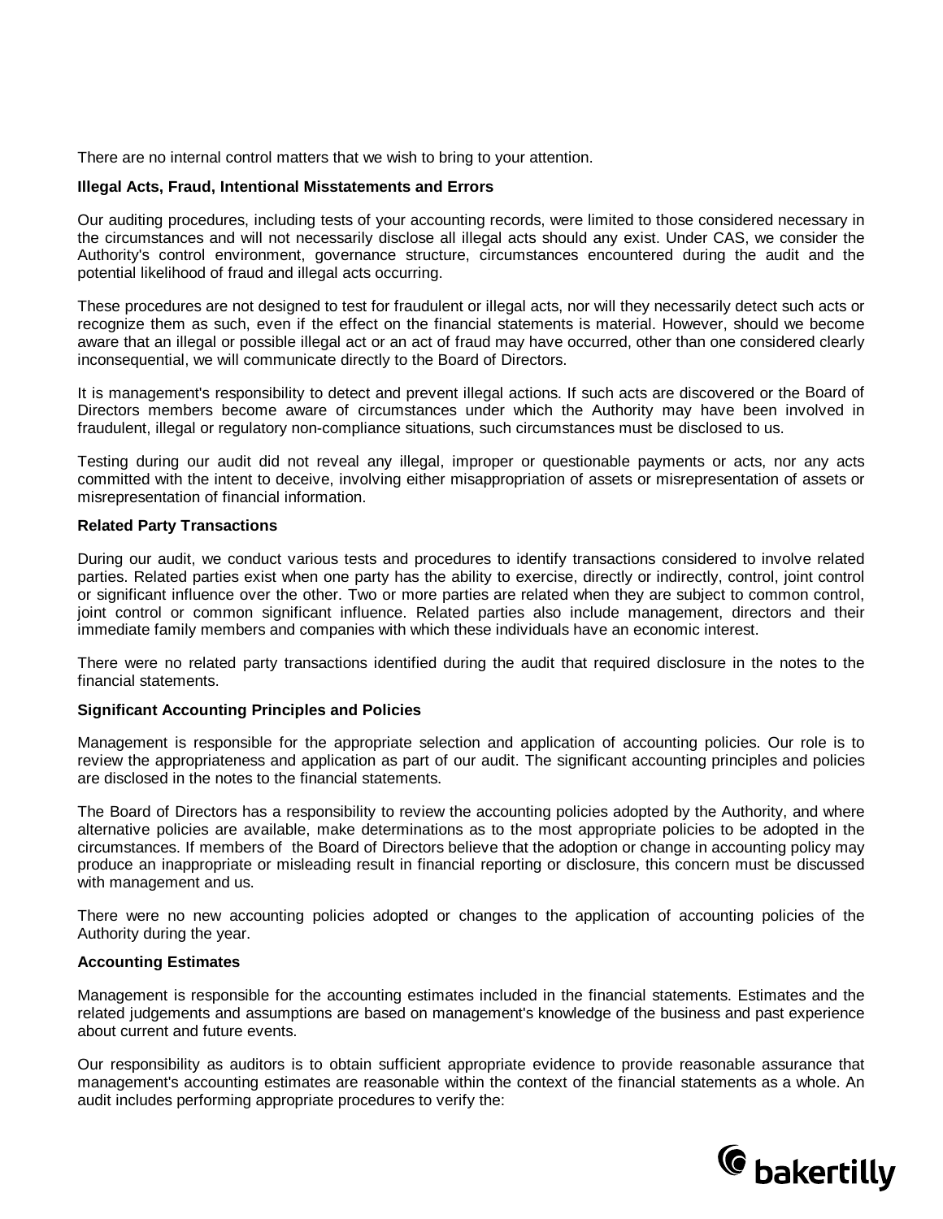There are no internal control matters that we wish to bring to your attention.

**Illegal Acts, Fraud, Intentional Misstatements and Errors**

Our auditing procedures, including tests of your accounting records, were limited to those considered necessary in the circumstances and will not necessarily disclose all illegal acts should any exist. Under CAS, we consider the Authority's control environment, governance structure, circumstances encountered during the audit and the potential likelihood of fraud and illegal acts occurring.

These procedures are not designed to test for fraudulent or illegal acts, nor will they necessarily detect such acts or recognize them as such, even if the effect on the financial statements is material. However, should we become aware that an illegal or possible illegal act or an act of fraud may have occurred, other than one considered clearly inconsequential, we will communicate directly to the Board of Directors.

It is management's responsibility to detect and prevent illegal actions. If such acts are discovered or the Board of Directors members become aware of circumstances under which the Authority may have been involved in fraudulent, illegal or regulatory non-compliance situations, such circumstances must be disclosed to us.

Testing during our audit did not reveal any illegal, improper or questionable payments or acts, nor any acts committed with the intent to deceive, involving either misappropriation of assets or misrepresentation of assets or misrepresentation of financial information.

**Related Party Transactions**

During our audit, we conduct various tests and procedures to identify transactions considered to involve related parties. Related parties exist when one party has the ability to exercise, directly or indirectly, control, joint control or significant influence over the other. Two or more parties are related when they are subject to common control, joint control or common significant influence. Related parties also include management, directors and their immediate family members and companies with which these individuals have an economic interest.

There were no related party transactions identified during the audit that required disclosure in the notes to the financial statements.

**Significant Accounting Principles and Policies**

Management is responsible for the appropriate selection and application of accounting policies. Our role is to review the appropriateness and application as part of our audit. The significant accounting principles and policies are disclosed in the notes to the financial statements.

The Board of Directors has a responsibility to review the accounting policies adopted by the Authority, and where alternative policies are available, make determinations as to the most appropriate policies to be adopted in the circumstances. If members of the Board of Directors believe that the adoption or change in accounting policy may produce an inappropriate or misleading result in financial reporting or disclosure, this concern must be discussed with management and us.

There were no new accounting policies adopted or changes to the application of accounting policies of the Authority during the year.

**Accounting Estimates**

Management is responsible for the accounting estimates included in the financial statements. Estimates and the related judgements and assumptions are based on management's knowledge of the business and past experience about current and future events.

Our responsibility as auditors is to obtain sufficient appropriate evidence to provide reasonable assurance that management's accounting estimates are reasonable within the context of the financial statements as a whole. An audit includes performing appropriate procedures to verify the: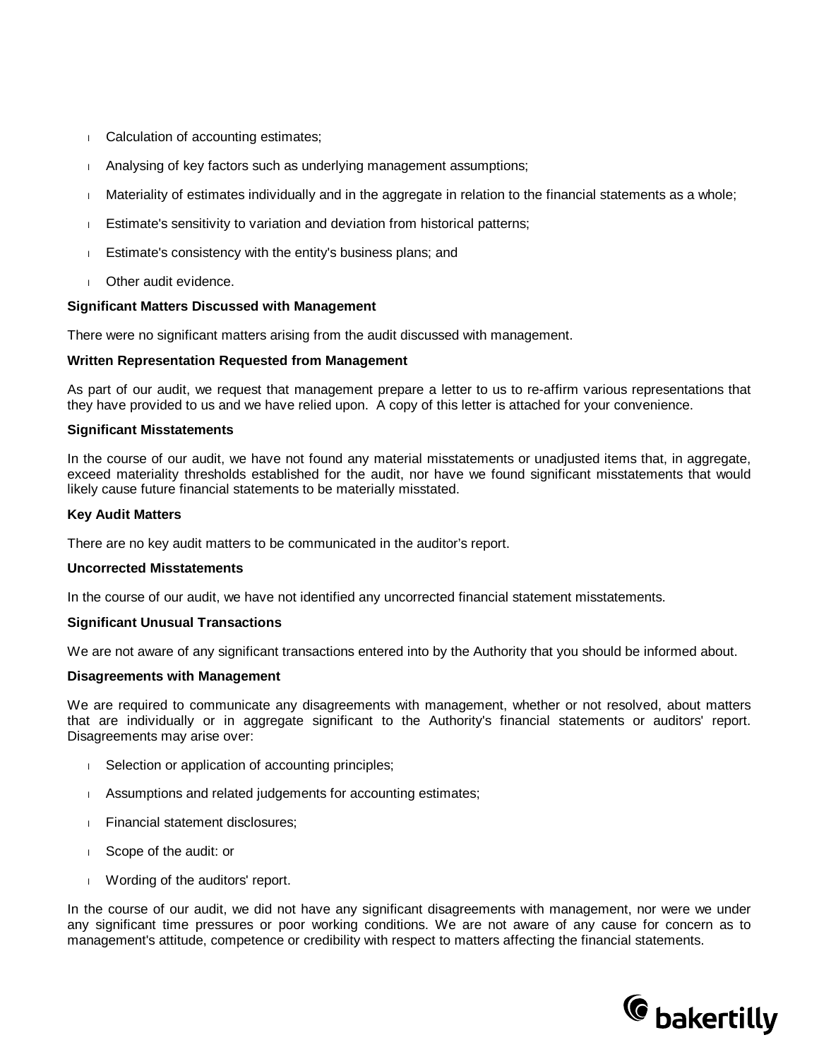- Calculation of accounting estimates;
- Analysing of key factors such as underlying management assumptions;
- Materiality of estimates individually and in the aggregate in relation to the financial statements as a whole;
- Estimate's sensitivity to variation and deviation from historical patterns;
- Estimate's consistency with the entity's business plans; and
- Other audit evidence.

**Significant Matters Discussed with Management**

There were no significant matters arising from the audit discussed with management.

**Written Representation Requested from Management**

As part of our audit, we request that management prepare a letter to us to re-affirm various representations that they have provided to us and we have relied upon. A copy of this letter is attached for your convenience.

**Significant Misstatements**

In the course of our audit, we have not found any material misstatements or unadjusted items that, in aggregate, exceed materiality thresholds established for the audit, nor have we found significant misstatements that would likely cause future financial statements to be materially misstated.

**Key Audit Matters**

There are no key audit matters to be communicated in the auditor's report.

**Uncorrected Misstatements**

In the course of our audit, we have not identified any uncorrected financial statement misstatements.

**Significant Unusual Transactions**

We are not aware of any significant transactions entered into by the Authority that you should be informed about.

**Disagreements with Management**

We are required to communicate any disagreements with management, whether or not resolved, about matters that are individually or in aggregate significant to the Authority's financial statements or auditors' report. Disagreements may arise over:

- Selection or application of accounting principles;
- Assumptions and related judgements for accounting estimates;
- Financial statement disclosures;
- Scope of the audit: or
- Wording of the auditors' report.

In the course of our audit, we did not have any significant disagreements with management, nor were we under any significant time pressures or poor working conditions. We are not aware of any cause for concern as to management's attitude, competence or credibility with respect to matters affecting the financial statements.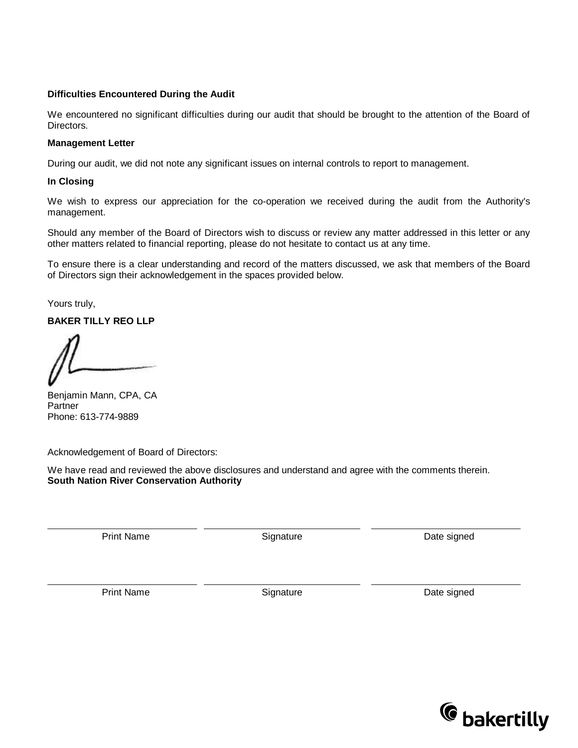**Difficulties Encountered During the Audit**

We encountered no significant difficulties during our audit that should be brought to the attention of the Board of Directors.

**Management Letter**

During our audit, we did not note any significant issues on internal controls to report to management.

**In Closing**

We wish to express our appreciation for the co-operation we received during the audit from the Authority's management.

Should any member of the Board of Directors wish to discuss or review any matter addressed in this letter or any other matters related to financial reporting, please do not hesitate to contact us at any time.

To ensure there is a clear understanding and record of the matters discussed, we ask that members of the Board of Directors sign their acknowledgement in the spaces provided below.

Yours truly,

**BAKER TILLY REO LLP**

Benjamin Mann, CPA, CA
Partner
Phone: 613-774-9889

Acknowledgement of Board of Directors:

We have read and reviewed the above disclosures and understand and agree with the comments therein.
**South Nation River Conservation Authority**

| | | |
|---|---|---|
| Print Name | Signature | Date signed |
| Print Name | Signature | Date signed |